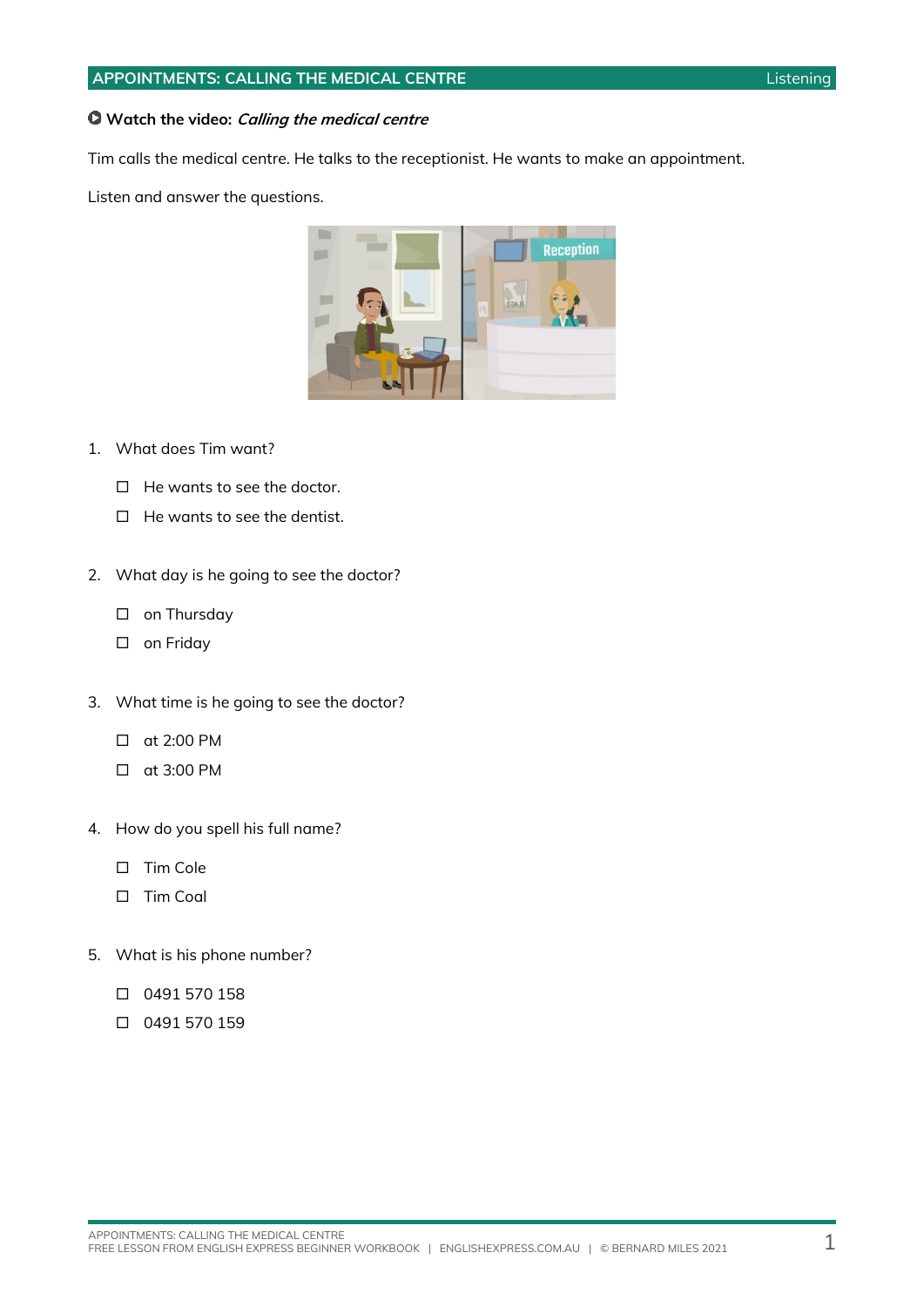## APPOINTMENTS: CALLING THE MEDICAL CENTRE

Listening

**Watch the video:** ***Calling the medical centre***

Tim calls the medical centre. He talks to the receptionist. He wants to make an appointment.

Listen and answer the questions.

1. What does Tim want?

   ☐ He wants to see the doctor.

   ☐ He wants to see the dentist.

2. What day is he going to see the doctor?

   ☐ on Thursday

   ☐ on Friday

3. What time is he going to see the doctor?

   ☐ at 2:00 PM

   ☐ at 3:00 PM

4. How do you spell his full name?

   ☐ Tim Cole

   ☐ Tim Coal

5. What is his phone number?

   ☐ 0491 570 158

   ☐ 0491 570 159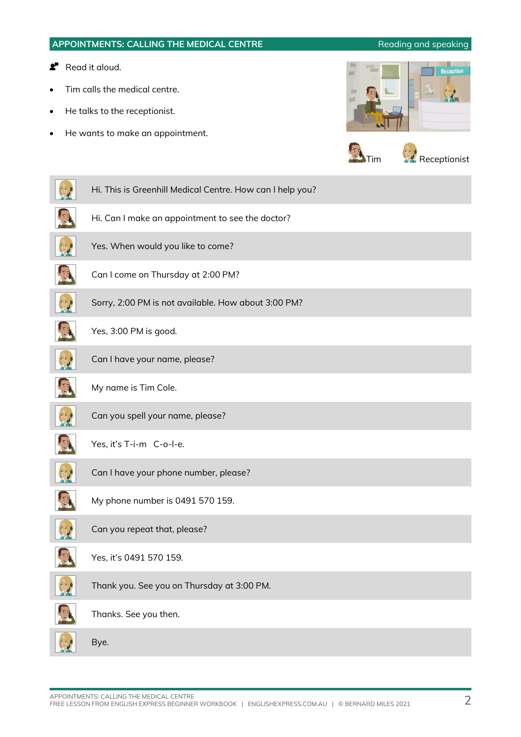## APPOINTMENTS: CALLING THE MEDICAL CENTRE

Reading and speaking

Read it aloud.

- Tim calls the medical centre.
- He talks to the receptionist.
- He wants to make an appointment.

Tim — Receptionist

| Speaker | Line |
|---|---|
| Receptionist | Hi. This is Greenhill Medical Centre. How can I help you? |
| Tim | Hi. Can I make an appointment to see the doctor? |
| Receptionist | Yes. When would you like to come? |
| Tim | Can I come on Thursday at 2:00 PM? |
| Receptionist | Sorry, 2:00 PM is not available. How about 3:00 PM? |
| Tim | Yes, 3:00 PM is good. |
| Receptionist | Can I have your name, please? |
| Tim | My name is Tim Cole. |
| Receptionist | Can you spell your name, please? |
| Tim | Yes, it's T-i-m C-o-l-e. |
| Receptionist | Can I have your phone number, please? |
| Tim | My phone number is 0491 570 159. |
| Receptionist | Can you repeat that, please? |
| Tim | Yes, it's 0491 570 159. |
| Receptionist | Thank you. See you on Thursday at 3:00 PM. |
| Tim | Thanks. See you then. |
| Receptionist | Bye. |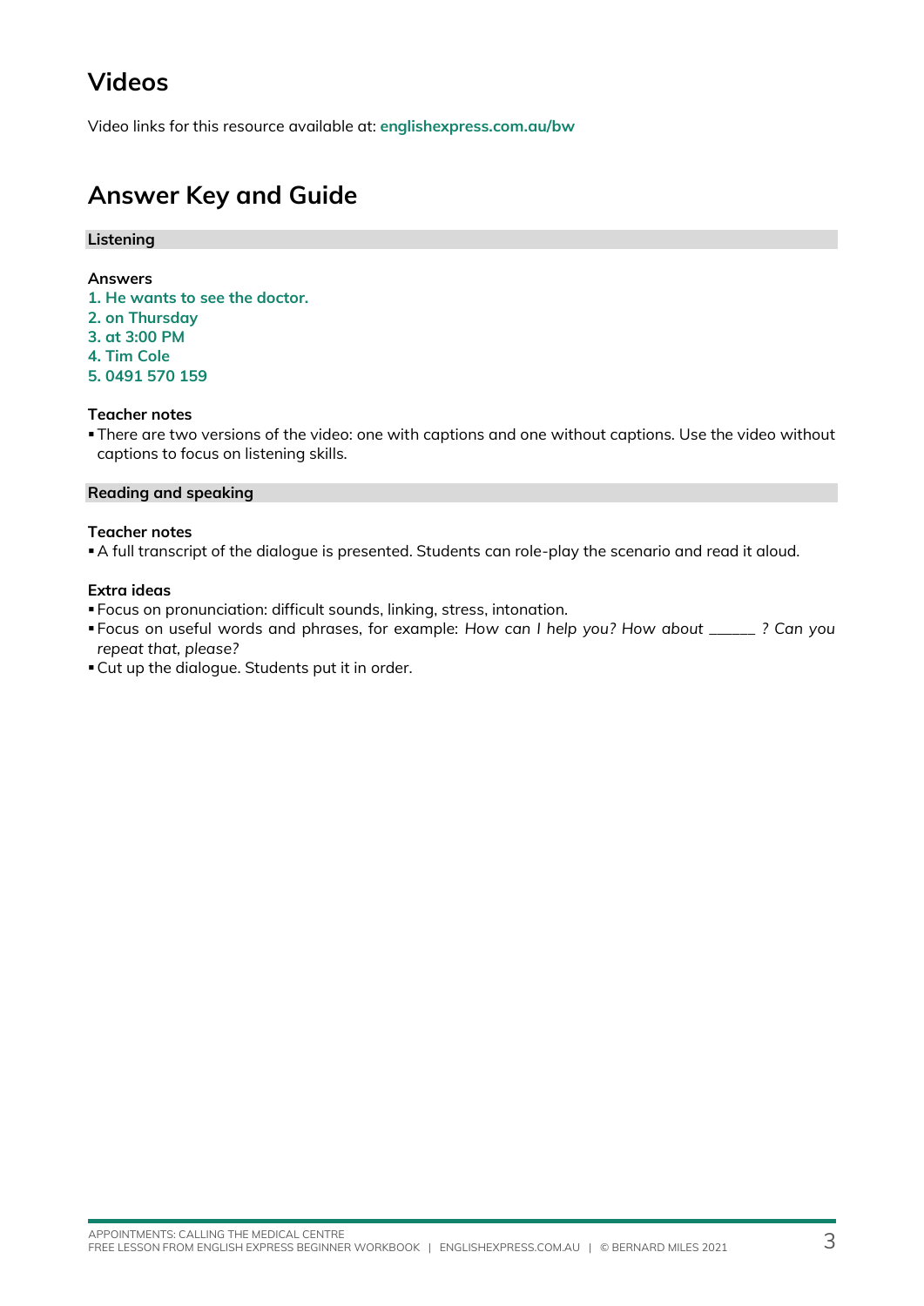## Videos

Video links for this resource available at: **englishexpress.com.au/bw**

## Answer Key and Guide

### Listening

**Answers**

**1. He wants to see the doctor.**
**2. on Thursday**
**3. at 3:00 PM**
**4. Tim Cole**
**5. 0491 570 159**

**Teacher notes**

- There are two versions of the video: one with captions and one without captions. Use the video without captions to focus on listening skills.

### Reading and speaking

**Teacher notes**

- A full transcript of the dialogue is presented. Students can role-play the scenario and read it aloud.

**Extra ideas**

- Focus on pronunciation: difficult sounds, linking, stress, intonation.
- Focus on useful words and phrases, for example: *How can I help you? How about ______ ? Can you repeat that, please?*
- Cut up the dialogue. Students put it in order.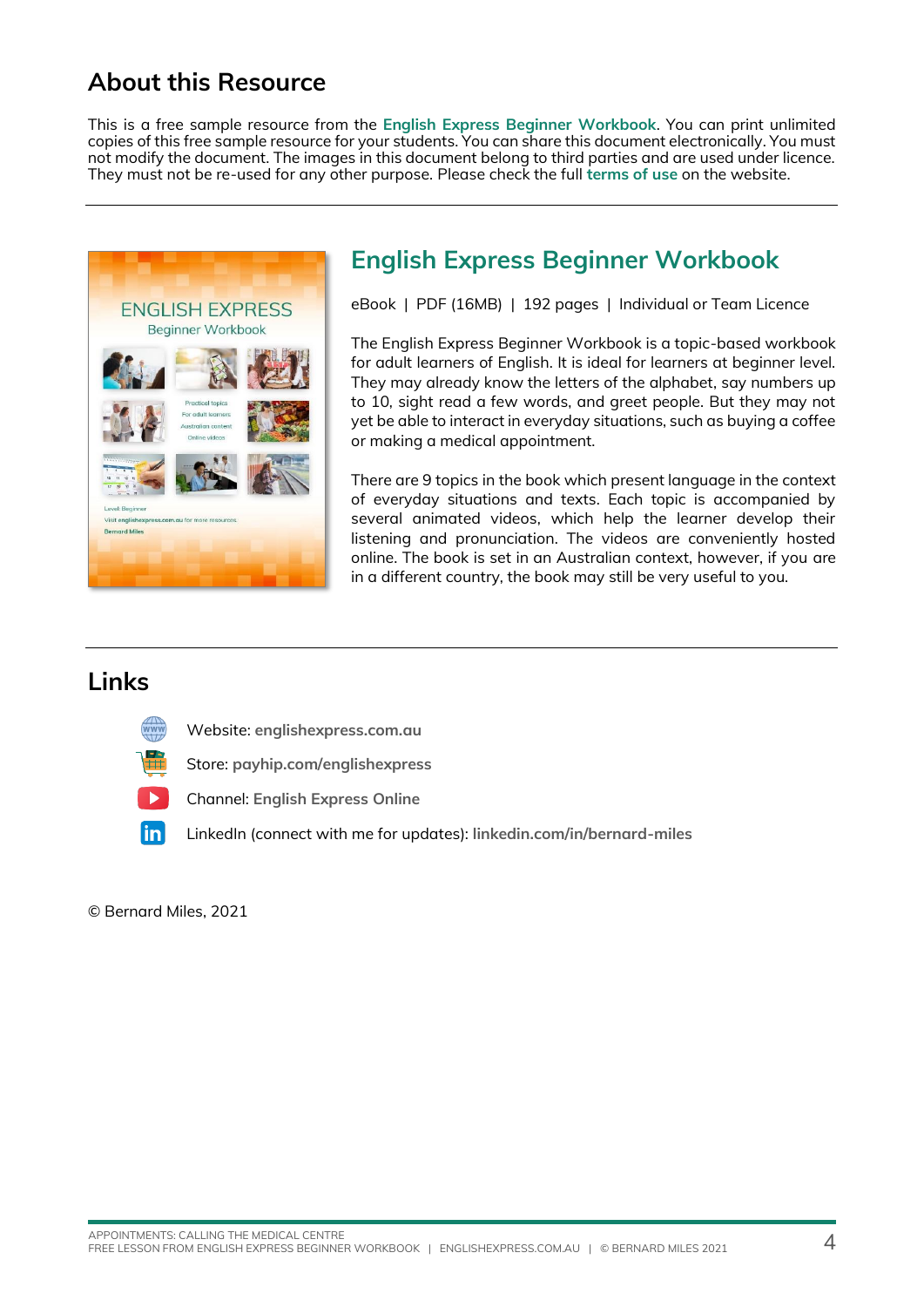## About this Resource

This is a free sample resource from the **English Express Beginner Workbook**. You can print unlimited copies of this free sample resource for your students. You can share this document electronically. You must not modify the document. The images in this document belong to third parties and are used under licence. They must not be re-used for any other purpose. Please check the full **terms of use** on the website.

---

## English Express Beginner Workbook

eBook | PDF (16MB) | 192 pages | Individual or Team Licence

The English Express Beginner Workbook is a topic-based workbook for adult learners of English. It is ideal for learners at beginner level. They may already know the letters of the alphabet, say numbers up to 10, sight read a few words, and greet people. But they may not yet be able to interact in everyday situations, such as buying a coffee or making a medical appointment.

There are 9 topics in the book which present language in the context of everyday situations and texts. Each topic is accompanied by several animated videos, which help the learner develop their listening and pronunciation. The videos are conveniently hosted online. The book is set in an Australian context, however, if you are in a different country, the book may still be very useful to you.

---

## Links

- Website: **englishexpress.com.au**
- Store: **payhip.com/englishexpress**
- Channel: **English Express Online**
- LinkedIn (connect with me for updates): **linkedin.com/in/bernard-miles**

© Bernard Miles, 2021